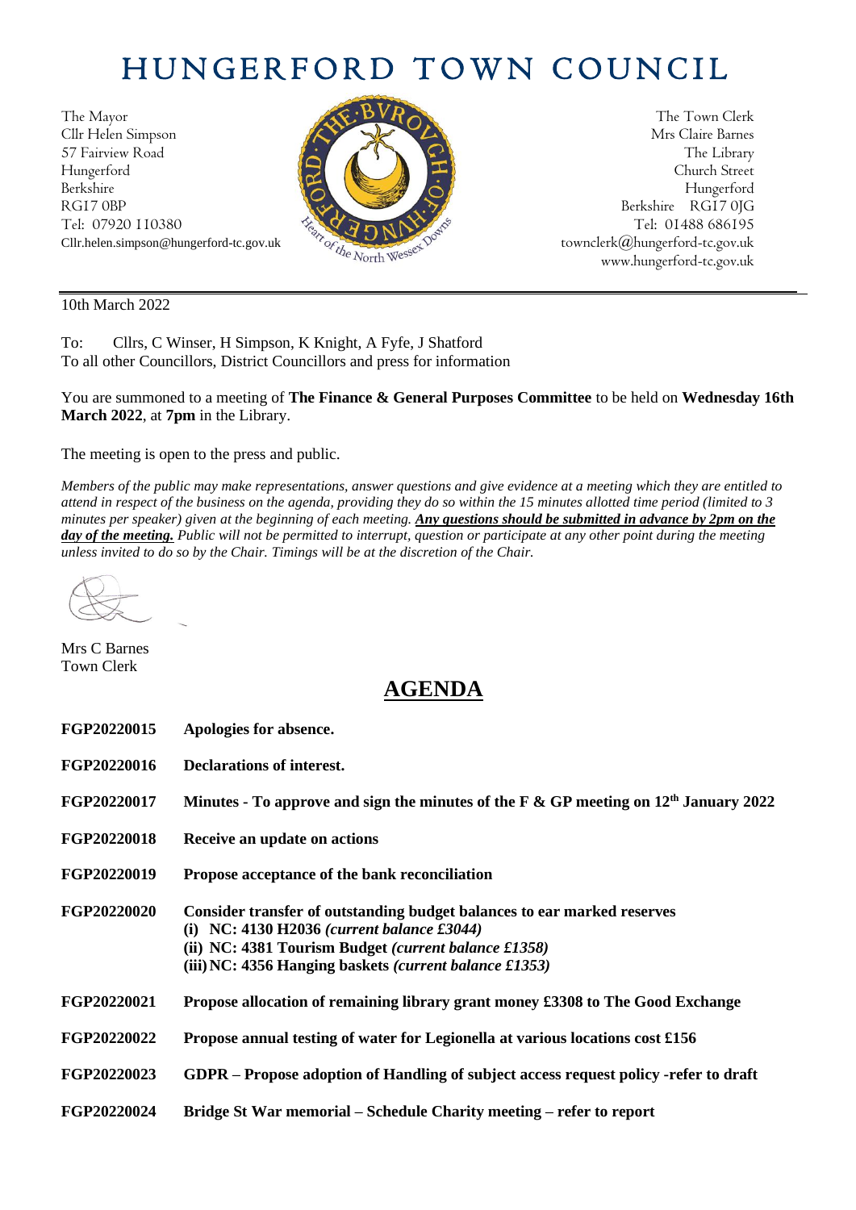# HUNGERFORD TOWN COUNCIL

The Mayor
Cllr Helen Simpson
57 Fairview Road
Hungerford
Berkshire
RG17 0BP
Tel: 07920 110380
Cllr.helen.simpson@hungerford-tc.gov.uk

The Town Clerk
Mrs Claire Barnes
The Library
Church Street
Hungerford
Berkshire RG17 0JG
Tel: 01488 686195
townclerk@hungerford-tc.gov.uk
www.hungerford-tc.gov.uk

10th March 2022

To: Cllrs, C Winser, H Simpson, K Knight, A Fyfe, J Shatford
To all other Councillors, District Councillors and press for information

You are summoned to a meeting of **The Finance & General Purposes Committee** to be held on **Wednesday 16th March 2022**, at **7pm** in the Library.

The meeting is open to the press and public.

*Members of the public may make representations, answer questions and give evidence at a meeting which they are entitled to attend in respect of the business on the agenda, providing they do so within the 15 minutes allotted time period (limited to 3 minutes per speaker) given at the beginning of each meeting.* ***Any questions should be submitted in advance by 2pm on the day of the meeting.*** *Public will not be permitted to interrupt, question or participate at any other point during the meeting unless invited to do so by the Chair. Timings will be at the discretion of the Chair.*

Mrs C Barnes
Town Clerk

## AGENDA

**FGP20220015** **Apologies for absence.**

**FGP20220016** **Declarations of interest.**

**FGP20220017** **Minutes - To approve and sign the minutes of the F & GP meeting on 12th January 2022**

**FGP20220018** **Receive an update on actions**

**FGP20220019** **Propose acceptance of the bank reconciliation**

**FGP20220020** **Consider transfer of outstanding budget balances to ear marked reserves**
**(i) NC: 4130 H2036** ***(current balance £3044)***
**(ii) NC: 4381 Tourism Budget** ***(current balance £1358)***
**(iii) NC: 4356 Hanging baskets** ***(current balance £1353)***

**FGP20220021** **Propose allocation of remaining library grant money £3308 to The Good Exchange**

**FGP20220022** **Propose annual testing of water for Legionella at various locations cost £156**

**FGP20220023** **GDPR – Propose adoption of Handling of subject access request policy -refer to draft**

**FGP20220024** **Bridge St War memorial – Schedule Charity meeting – refer to report**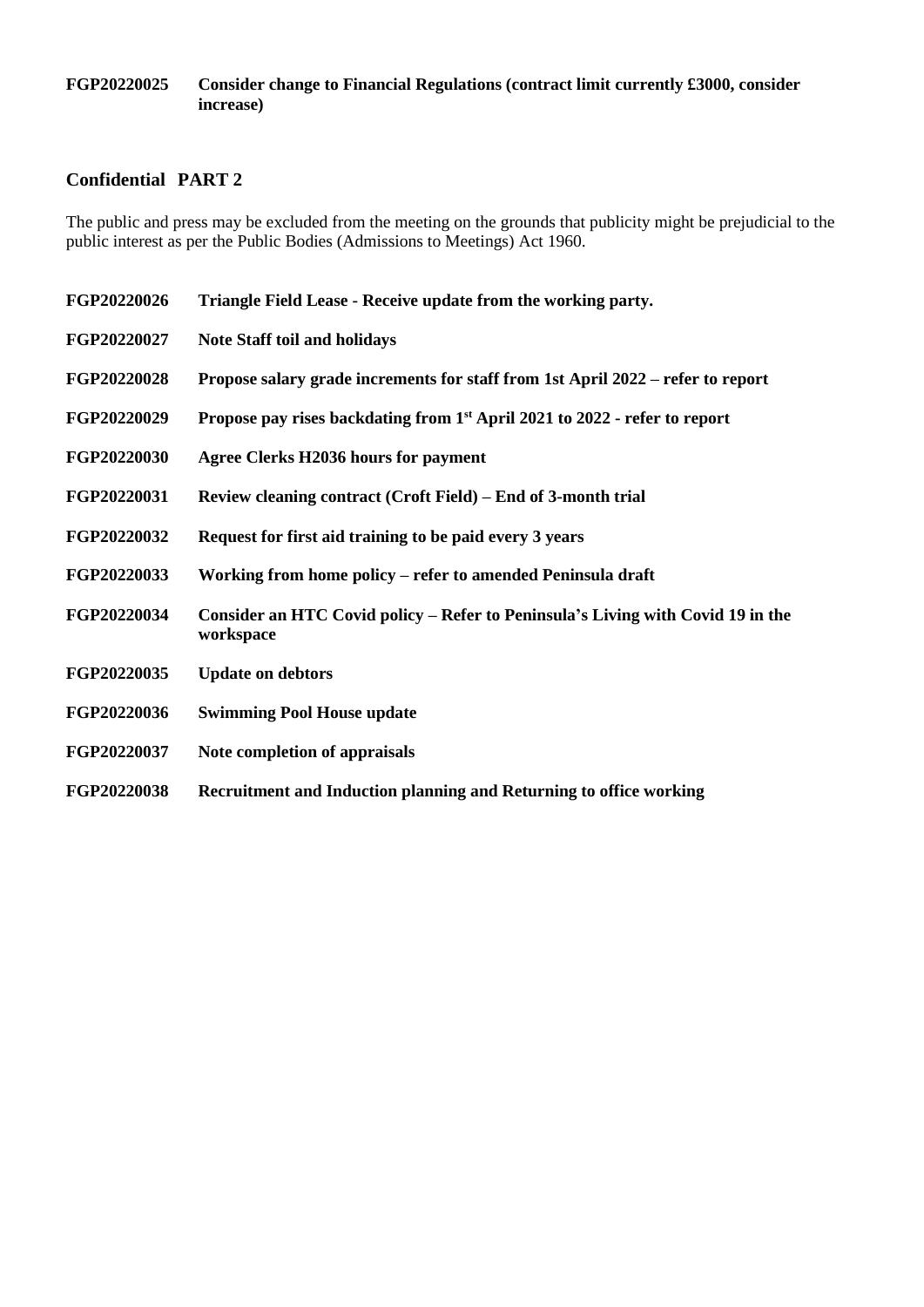**FGP20220025 Consider change to Financial Regulations (contract limit currently £3000, consider increase)**

## Confidential PART 2

The public and press may be excluded from the meeting on the grounds that publicity might be prejudicial to the public interest as per the Public Bodies (Admissions to Meetings) Act 1960.

**FGP20220026 Triangle Field Lease - Receive update from the working party.**

**FGP20220027 Note Staff toil and holidays**

**FGP20220028 Propose salary grade increments for staff from 1st April 2022 – refer to report**

**FGP20220029 Propose pay rises backdating from 1st April 2021 to 2022 - refer to report**

**FGP20220030 Agree Clerks H2036 hours for payment**

**FGP20220031 Review cleaning contract (Croft Field) – End of 3-month trial**

**FGP20220032 Request for first aid training to be paid every 3 years**

**FGP20220033 Working from home policy – refer to amended Peninsula draft**

**FGP20220034 Consider an HTC Covid policy – Refer to Peninsula's Living with Covid 19 in the workspace**

**FGP20220035 Update on debtors**

**FGP20220036 Swimming Pool House update**

**FGP20220037 Note completion of appraisals**

**FGP20220038 Recruitment and Induction planning and Returning to office working**